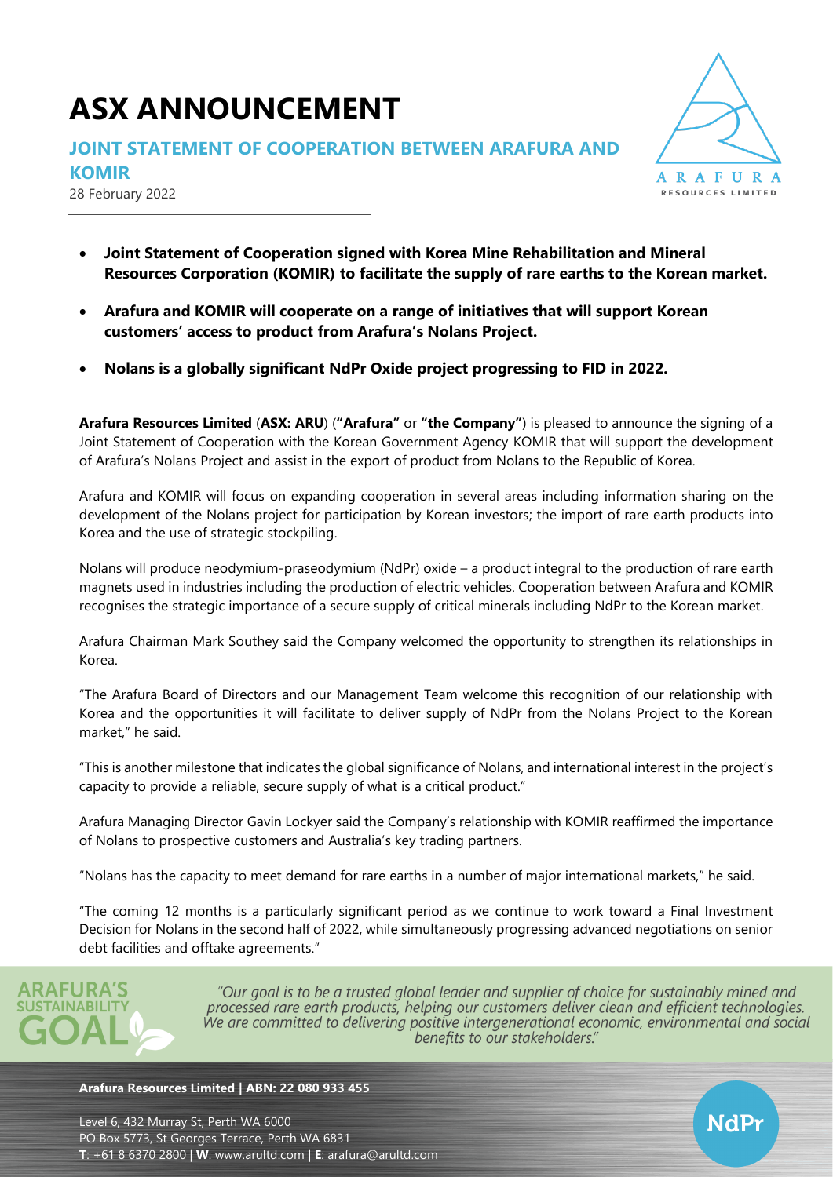# ASX ANNOUNCEMENT

## JOINT STATEMENT OF COOPERATION BETWEEN ARAFURA AND KOMIR

28 February 2022

- **Joint Statement of Cooperation signed with Korea Mine Rehabilitation and Mineral Resources Corporation (KOMIR) to facilitate the supply of rare earths to the Korean market.**
- **Arafura and KOMIR will cooperate on a range of initiatives that will support Korean customers' access to product from Arafura's Nolans Project.**
- **Nolans is a globally significant NdPr Oxide project progressing to FID in 2022.**

**Arafura Resources Limited** (**ASX: ARU**) (**"Arafura"** or **"the Company"**) is pleased to announce the signing of a Joint Statement of Cooperation with the Korean Government Agency KOMIR that will support the development of Arafura's Nolans Project and assist in the export of product from Nolans to the Republic of Korea.

Arafura and KOMIR will focus on expanding cooperation in several areas including information sharing on the development of the Nolans project for participation by Korean investors; the import of rare earth products into Korea and the use of strategic stockpiling.

Nolans will produce neodymium-praseodymium (NdPr) oxide – a product integral to the production of rare earth magnets used in industries including the production of electric vehicles. Cooperation between Arafura and KOMIR recognises the strategic importance of a secure supply of critical minerals including NdPr to the Korean market.

Arafura Chairman Mark Southey said the Company welcomed the opportunity to strengthen its relationships in Korea.

"The Arafura Board of Directors and our Management Team welcome this recognition of our relationship with Korea and the opportunities it will facilitate to deliver supply of NdPr from the Nolans Project to the Korean market," he said.

"This is another milestone that indicates the global significance of Nolans, and international interest in the project's capacity to provide a reliable, secure supply of what is a critical product."

Arafura Managing Director Gavin Lockyer said the Company's relationship with KOMIR reaffirmed the importance of Nolans to prospective customers and Australia's key trading partners.

"Nolans has the capacity to meet demand for rare earths in a number of major international markets," he said.

"The coming 12 months is a particularly significant period as we continue to work toward a Final Investment Decision for Nolans in the second half of 2022, while simultaneously progressing advanced negotiations on senior debt facilities and offtake agreements."

**ARAFURA'S SUSTAINABILITY GOAL**

*"Our goal is to be a trusted global leader and supplier of choice for sustainably mined and processed rare earth products, helping our customers deliver clean and efficient technologies. We are committed to delivering positive intergenerational economic, environmental and social benefits to our stakeholders."*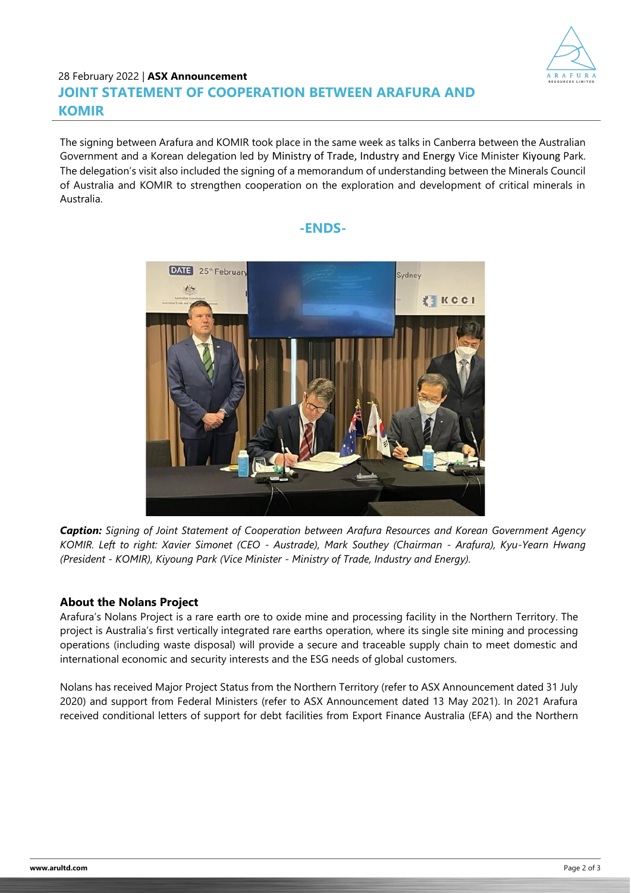The signing between Arafura and KOMIR took place in the same week as talks in Canberra between the Australian Government and a Korean delegation led by Ministry of Trade, Industry and Energy Vice Minister Kiyoung Park. The delegation's visit also included the signing of a memorandum of understanding between the Minerals Council of Australia and KOMIR to strengthen cooperation on the exploration and development of critical minerals in Australia.

**-ENDS-**

***Caption:*** *Signing of Joint Statement of Cooperation between Arafura Resources and Korean Government Agency KOMIR. Left to right: Xavier Simonet (CEO - Austrade), Mark Southey (Chairman - Arafura), Kyu-Yearn Hwang (President - KOMIR), Kiyoung Park (Vice Minister - Ministry of Trade, Industry and Energy).*

### About the Nolans Project

Arafura's Nolans Project is a rare earth ore to oxide mine and processing facility in the Northern Territory. The project is Australia's first vertically integrated rare earths operation, where its single site mining and processing operations (including waste disposal) will provide a secure and traceable supply chain to meet domestic and international economic and security interests and the ESG needs of global customers.

Nolans has received Major Project Status from the Northern Territory (refer to ASX Announcement dated 31 July 2020) and support from Federal Ministers (refer to ASX Announcement dated 13 May 2021). In 2021 Arafura received conditional letters of support for debt facilities from Export Finance Australia (EFA) and the Northern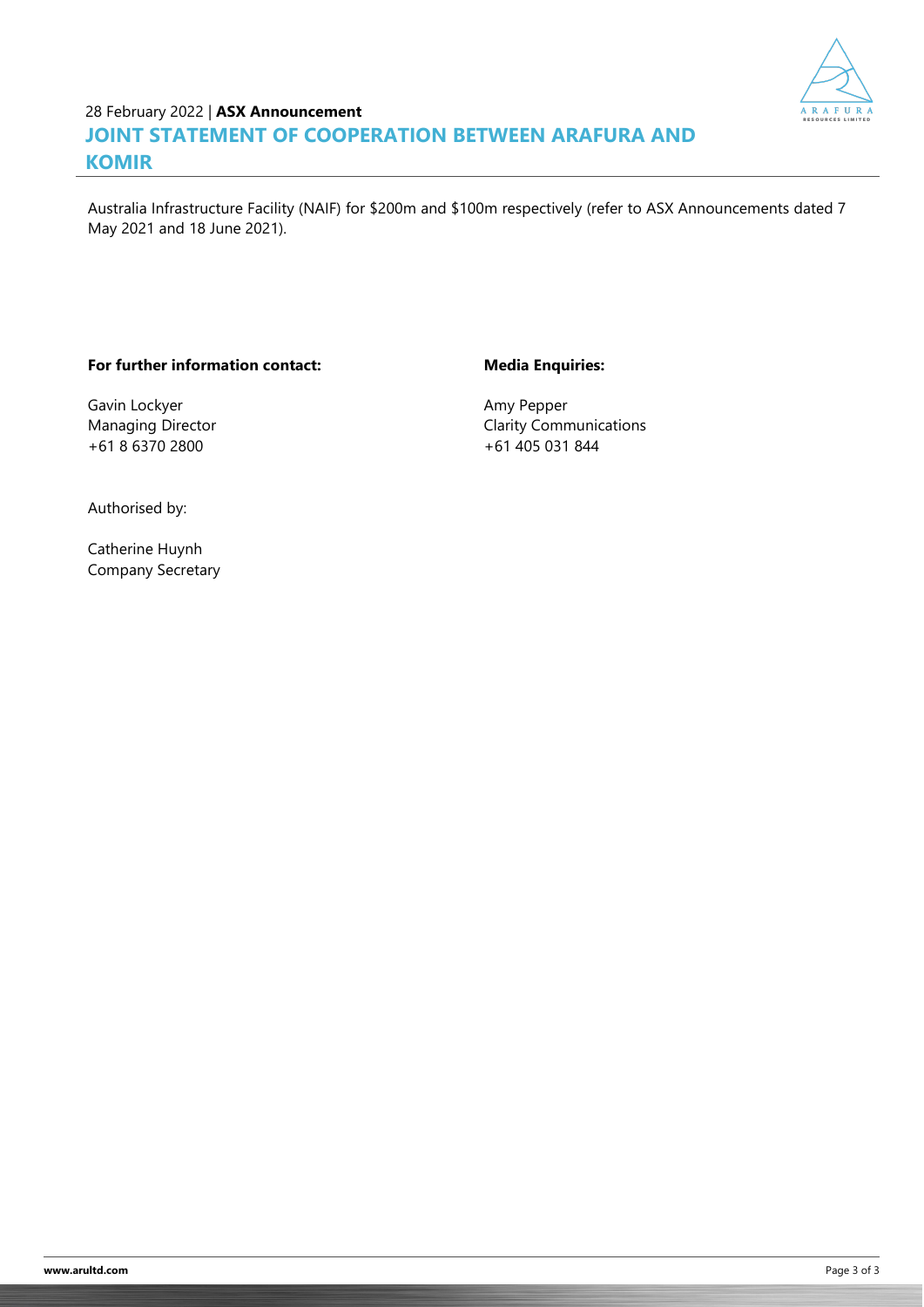Australia Infrastructure Facility (NAIF) for $200m and $100m respectively (refer to ASX Announcements dated 7 May 2021 and 18 June 2021).

**For further information contact:**

Gavin Lockyer
Managing Director
+61 8 6370 2800

**Media Enquiries:**

Amy Pepper
Clarity Communications
+61 405 031 844

Authorised by:

Catherine Huynh
Company Secretary